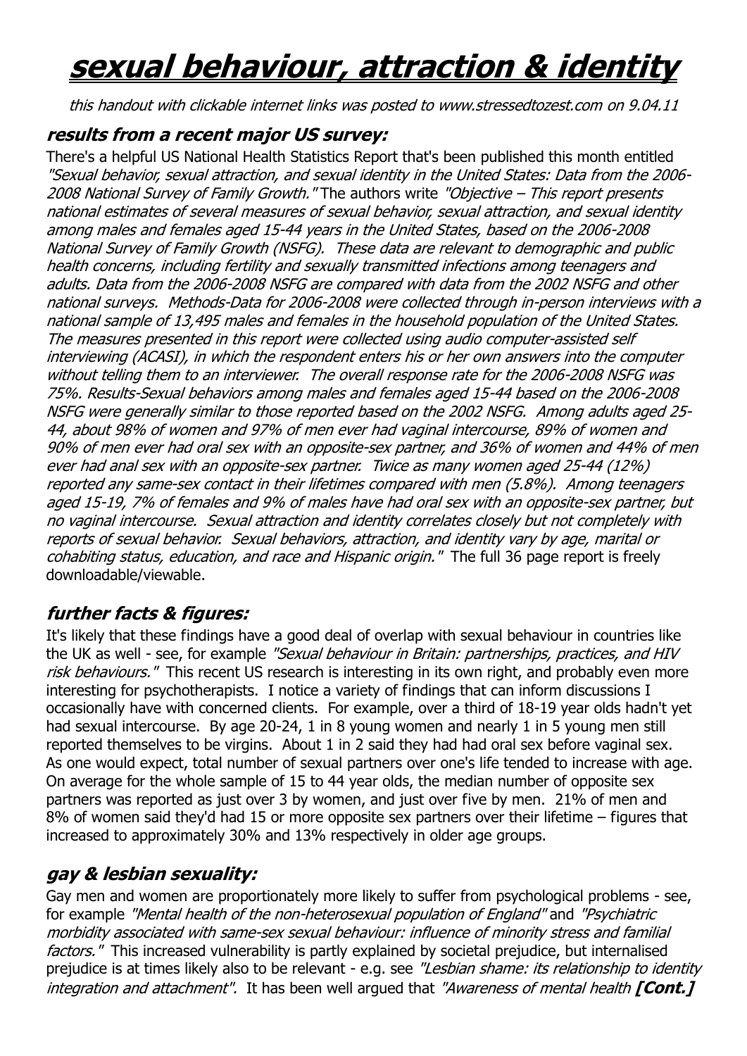# ***sexual behaviour, attraction & identity***

*this handout with clickable internet links was posted to www.stressedtozest.com on 9.04.11*

### ***results from a recent major US survey:***

There's a helpful US National Health Statistics Report that's been published this month entitled *"Sexual behavior, sexual attraction, and sexual identity in the United States: Data from the 2006-2008 National Survey of Family Growth."* The authors write *"Objective – This report presents national estimates of several measures of sexual behavior, sexual attraction, and sexual identity among males and females aged 15-44 years in the United States, based on the 2006-2008 National Survey of Family Growth (NSFG). These data are relevant to demographic and public health concerns, including fertility and sexually transmitted infections among teenagers and adults. Data from the 2006-2008 NSFG are compared with data from the 2002 NSFG and other national surveys. Methods-Data for 2006-2008 were collected through in-person interviews with a national sample of 13,495 males and females in the household population of the United States. The measures presented in this report were collected using audio computer-assisted self interviewing (ACASI), in which the respondent enters his or her own answers into the computer without telling them to an interviewer. The overall response rate for the 2006-2008 NSFG was 75%. Results-Sexual behaviors among males and females aged 15-44 based on the 2006-2008 NSFG were generally similar to those reported based on the 2002 NSFG. Among adults aged 25-44, about 98% of women and 97% of men ever had vaginal intercourse, 89% of women and 90% of men ever had oral sex with an opposite-sex partner, and 36% of women and 44% of men ever had anal sex with an opposite-sex partner. Twice as many women aged 25-44 (12%) reported any same-sex contact in their lifetimes compared with men (5.8%). Among teenagers aged 15-19, 7% of females and 9% of males have had oral sex with an opposite-sex partner, but no vaginal intercourse. Sexual attraction and identity correlates closely but not completely with reports of sexual behavior. Sexual behaviors, attraction, and identity vary by age, marital or cohabiting status, education, and race and Hispanic origin."* The full 36 page report is freely downloadable/viewable.

### ***further facts & figures:***

It's likely that these findings have a good deal of overlap with sexual behaviour in countries like the UK as well - see, for example *"Sexual behaviour in Britain: partnerships, practices, and HIV risk behaviours."* This recent US research is interesting in its own right, and probably even more interesting for psychotherapists. I notice a variety of findings that can inform discussions I occasionally have with concerned clients. For example, over a third of 18-19 year olds hadn't yet had sexual intercourse. By age 20-24, 1 in 8 young women and nearly 1 in 5 young men still reported themselves to be virgins. About 1 in 2 said they had had oral sex before vaginal sex. As one would expect, total number of sexual partners over one's life tended to increase with age. On average for the whole sample of 15 to 44 year olds, the median number of opposite sex partners was reported as just over 3 by women, and just over five by men. 21% of men and 8% of women said they'd had 15 or more opposite sex partners over their lifetime – figures that increased to approximately 30% and 13% respectively in older age groups.

### ***gay & lesbian sexuality:***

Gay men and women are proportionately more likely to suffer from psychological problems - see, for example *"Mental health of the non-heterosexual population of England"* and *"Psychiatric morbidity associated with same-sex sexual behaviour: influence of minority stress and familial factors."* This increased vulnerability is partly explained by societal prejudice, but internalised prejudice is at times likely also to be relevant - e.g. see *"Lesbian shame: its relationship to identity integration and attachment".* It has been well argued that *"Awareness of mental health* ***[Cont.]***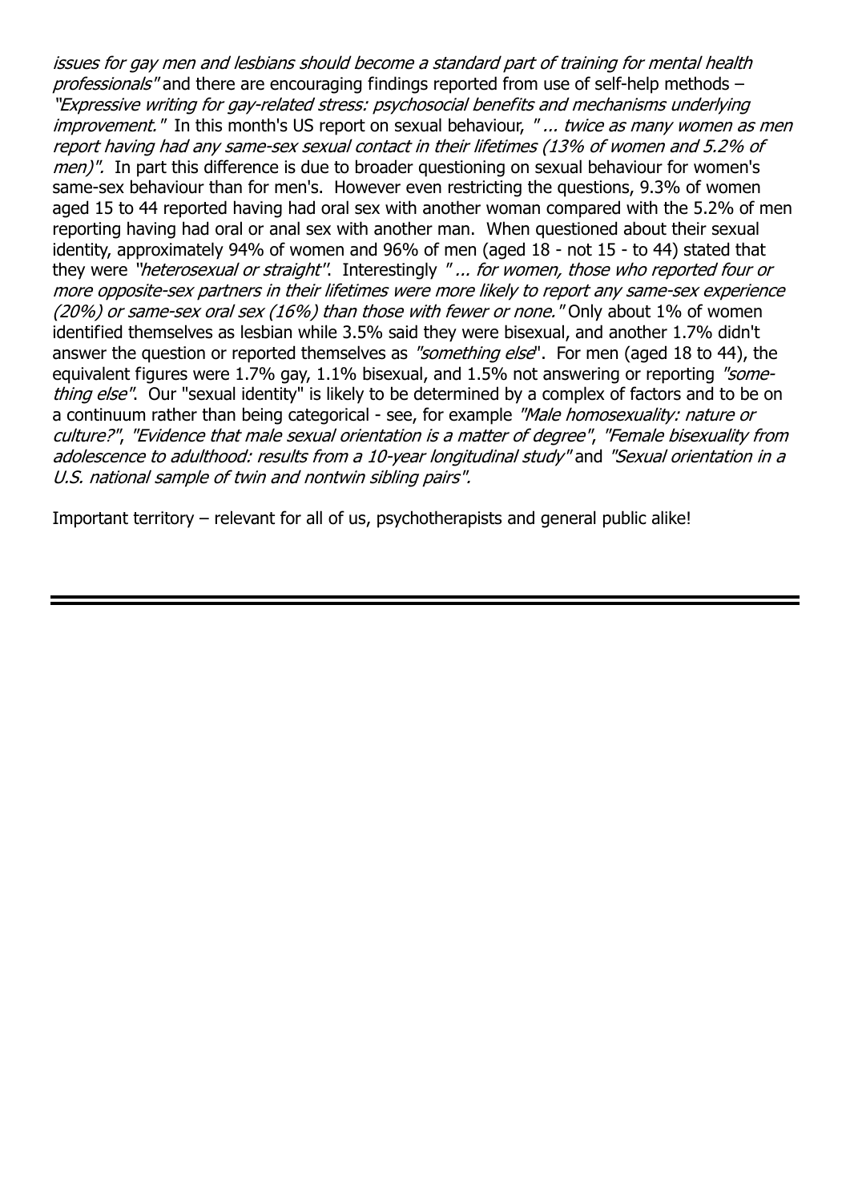*issues for gay men and lesbians should become a standard part of training for mental health professionals"* and there are encouraging findings reported from use of self-help methods – *"Expressive writing for gay-related stress: psychosocial benefits and mechanisms underlying improvement."* In this month's US report on sexual behaviour, *" ... twice as many women as men report having had any same-sex sexual contact in their lifetimes (13% of women and 5.2% of men)".* In part this difference is due to broader questioning on sexual behaviour for women's same-sex behaviour than for men's. However even restricting the questions, 9.3% of women aged 15 to 44 reported having had oral sex with another woman compared with the 5.2% of men reporting having had oral or anal sex with another man. When questioned about their sexual identity, approximately 94% of women and 96% of men (aged 18 - not 15 - to 44) stated that they were *"heterosexual or straight"*. Interestingly *" ... for women, those who reported four or more opposite-sex partners in their lifetimes were more likely to report any same-sex experience (20%) or same-sex oral sex (16%) than those with fewer or none."* Only about 1% of women identified themselves as lesbian while 3.5% said they were bisexual, and another 1.7% didn't answer the question or reported themselves as *"something else*". For men (aged 18 to 44), the equivalent figures were 1.7% gay, 1.1% bisexual, and 1.5% not answering or reporting *"something else"*. Our "sexual identity" is likely to be determined by a complex of factors and to be on a continuum rather than being categorical - see, for example *"Male homosexuality: nature or culture?"*, *"Evidence that male sexual orientation is a matter of degree"*, *"Female bisexuality from adolescence to adulthood: results from a 10-year longitudinal study"* and *"Sexual orientation in a U.S. national sample of twin and nontwin sibling pairs".*

Important territory – relevant for all of us, psychotherapists and general public alike!

---